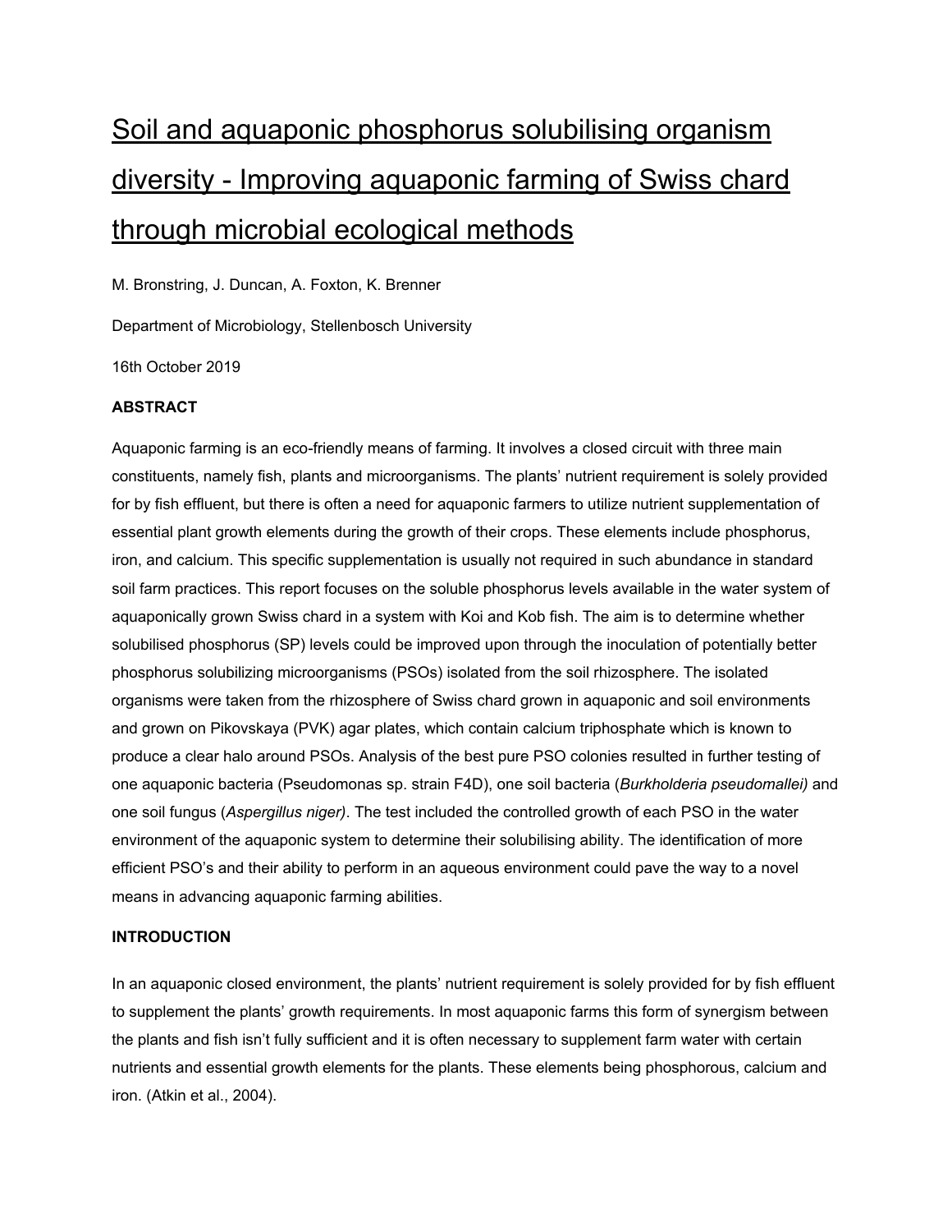# Soil and aquaponic phosphorus solubilising organism diversity - Improving aquaponic farming of Swiss chard through microbial ecological methods

M. Bronstring, J. Duncan, A. Foxton, K. Brenner

Department of Microbiology, Stellenbosch University

16th October 2019

**ABSTRACT**

Aquaponic farming is an eco-friendly means of farming. It involves a closed circuit with three main constituents, namely fish, plants and microorganisms. The plants' nutrient requirement is solely provided for by fish effluent, but there is often a need for aquaponic farmers to utilize nutrient supplementation of essential plant growth elements during the growth of their crops. These elements include phosphorus, iron, and calcium. This specific supplementation is usually not required in such abundance in standard soil farm practices. This report focuses on the soluble phosphorus levels available in the water system of aquaponically grown Swiss chard in a system with Koi and Kob fish. The aim is to determine whether solubilised phosphorus (SP) levels could be improved upon through the inoculation of potentially better phosphorus solubilizing microorganisms (PSOs) isolated from the soil rhizosphere. The isolated organisms were taken from the rhizosphere of Swiss chard grown in aquaponic and soil environments and grown on Pikovskaya (PVK) agar plates, which contain calcium triphosphate which is known to produce a clear halo around PSOs. Analysis of the best pure PSO colonies resulted in further testing of one aquaponic bacteria (Pseudomonas sp. strain F4D), one soil bacteria (*Burkholderia pseudomallei)* and one soil fungus (*Aspergillus niger)*. The test included the controlled growth of each PSO in the water environment of the aquaponic system to determine their solubilising ability. The identification of more efficient PSO's and their ability to perform in an aqueous environment could pave the way to a novel means in advancing aquaponic farming abilities.

**INTRODUCTION**

In an aquaponic closed environment, the plants' nutrient requirement is solely provided for by fish effluent to supplement the plants' growth requirements. In most aquaponic farms this form of synergism between the plants and fish isn't fully sufficient and it is often necessary to supplement farm water with certain nutrients and essential growth elements for the plants. These elements being phosphorous, calcium and iron. (Atkin et al., 2004).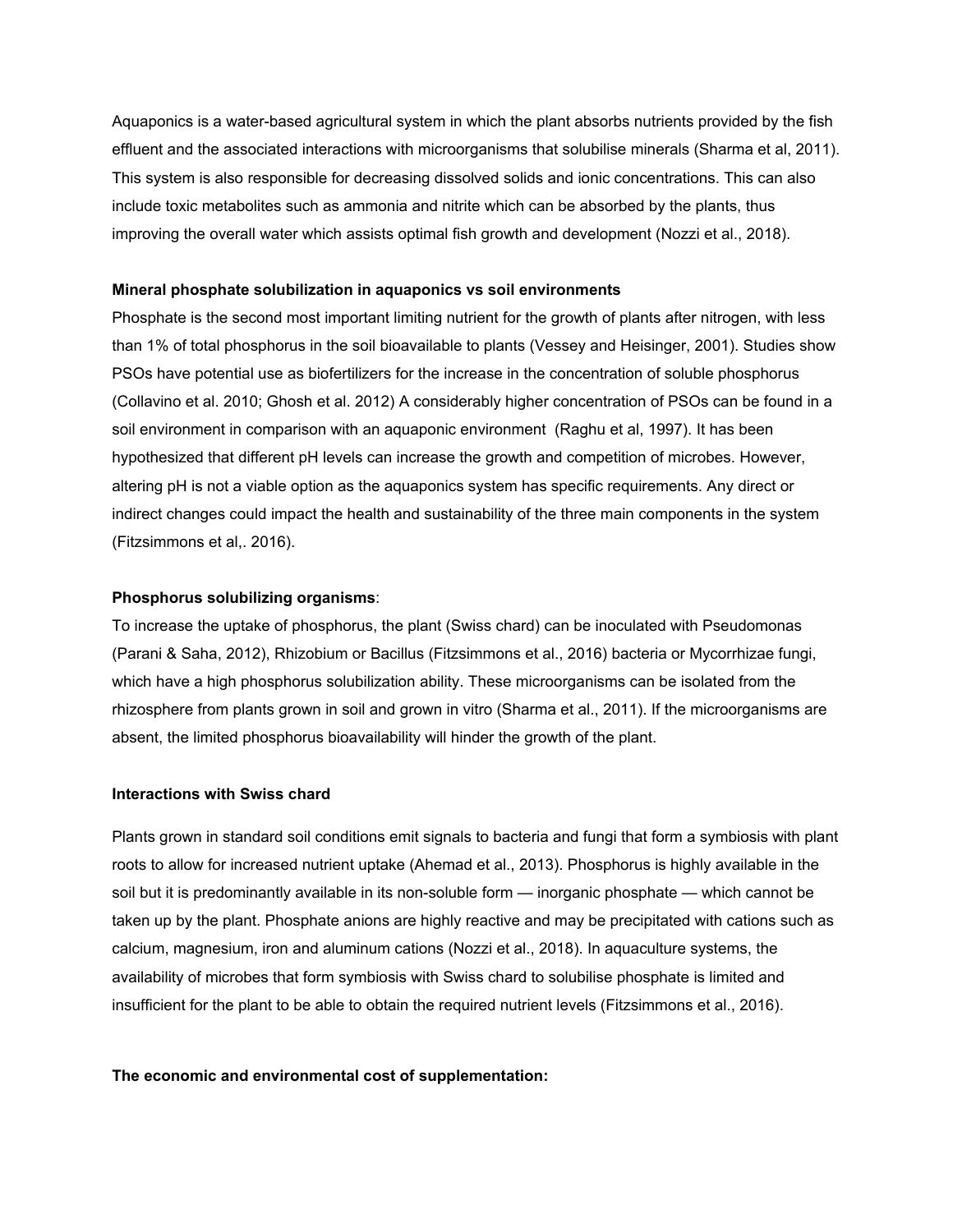Aquaponics is a water-based agricultural system in which the plant absorbs nutrients provided by the fish effluent and the associated interactions with microorganisms that solubilise minerals (Sharma et al, 2011). This system is also responsible for decreasing dissolved solids and ionic concentrations. This can also include toxic metabolites such as ammonia and nitrite which can be absorbed by the plants, thus improving the overall water which assists optimal fish growth and development (Nozzi et al., 2018).

**Mineral phosphate solubilization in aquaponics vs soil environments**

Phosphate is the second most important limiting nutrient for the growth of plants after nitrogen, with less than 1% of total phosphorus in the soil bioavailable to plants (Vessey and Heisinger, 2001). Studies show PSOs have potential use as biofertilizers for the increase in the concentration of soluble phosphorus (Collavino et al. 2010; Ghosh et al. 2012) A considerably higher concentration of PSOs can be found in a soil environment in comparison with an aquaponic environment (Raghu et al, 1997). It has been hypothesized that different pH levels can increase the growth and competition of microbes. However, altering pH is not a viable option as the aquaponics system has specific requirements. Any direct or indirect changes could impact the health and sustainability of the three main components in the system (Fitzsimmons et al,. 2016).

**Phosphorus solubilizing organisms**:

To increase the uptake of phosphorus, the plant (Swiss chard) can be inoculated with Pseudomonas (Parani & Saha, 2012), Rhizobium or Bacillus (Fitzsimmons et al., 2016) bacteria or Mycorrhizae fungi, which have a high phosphorus solubilization ability. These microorganisms can be isolated from the rhizosphere from plants grown in soil and grown in vitro (Sharma et al., 2011). If the microorganisms are absent, the limited phosphorus bioavailability will hinder the growth of the plant.

**Interactions with Swiss chard**

Plants grown in standard soil conditions emit signals to bacteria and fungi that form a symbiosis with plant roots to allow for increased nutrient uptake (Ahemad et al., 2013). Phosphorus is highly available in the soil but it is predominantly available in its non-soluble form — inorganic phosphate — which cannot be taken up by the plant. Phosphate anions are highly reactive and may be precipitated with cations such as calcium, magnesium, iron and aluminum cations (Nozzi et al., 2018). In aquaculture systems, the availability of microbes that form symbiosis with Swiss chard to solubilise phosphate is limited and insufficient for the plant to be able to obtain the required nutrient levels (Fitzsimmons et al., 2016).

**The economic and environmental cost of supplementation:**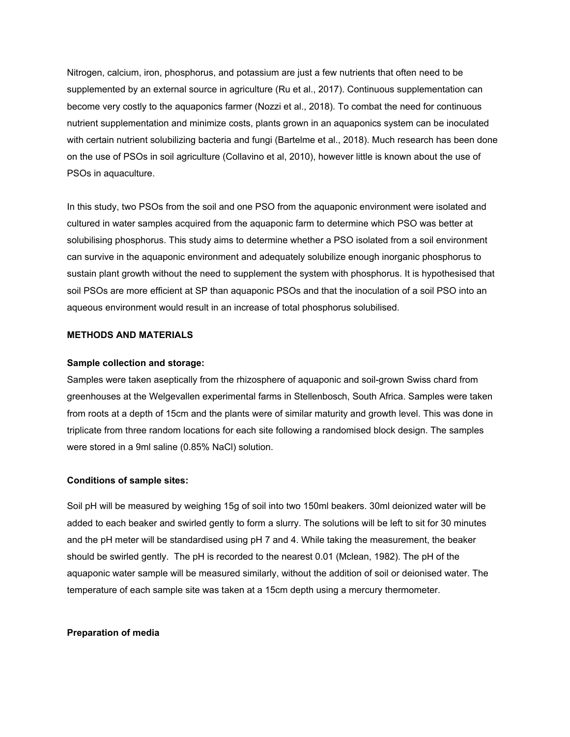Nitrogen, calcium, iron, phosphorus, and potassium are just a few nutrients that often need to be supplemented by an external source in agriculture (Ru et al., 2017). Continuous supplementation can become very costly to the aquaponics farmer (Nozzi et al., 2018). To combat the need for continuous nutrient supplementation and minimize costs, plants grown in an aquaponics system can be inoculated with certain nutrient solubilizing bacteria and fungi (Bartelme et al., 2018). Much research has been done on the use of PSOs in soil agriculture (Collavino et al, 2010), however little is known about the use of PSOs in aquaculture.

In this study, two PSOs from the soil and one PSO from the aquaponic environment were isolated and cultured in water samples acquired from the aquaponic farm to determine which PSO was better at solubilising phosphorus. This study aims to determine whether a PSO isolated from a soil environment can survive in the aquaponic environment and adequately solubilize enough inorganic phosphorus to sustain plant growth without the need to supplement the system with phosphorus. It is hypothesised that soil PSOs are more efficient at SP than aquaponic PSOs and that the inoculation of a soil PSO into an aqueous environment would result in an increase of total phosphorus solubilised.

## METHODS AND MATERIALS

### Sample collection and storage:

Samples were taken aseptically from the rhizosphere of aquaponic and soil-grown Swiss chard from greenhouses at the Welgevallen experimental farms in Stellenbosch, South Africa. Samples were taken from roots at a depth of 15cm and the plants were of similar maturity and growth level. This was done in triplicate from three random locations for each site following a randomised block design. The samples were stored in a 9ml saline (0.85% NaCl) solution.

### Conditions of sample sites:

Soil pH will be measured by weighing 15g of soil into two 150ml beakers. 30ml deionized water will be added to each beaker and swirled gently to form a slurry. The solutions will be left to sit for 30 minutes and the pH meter will be standardised using pH 7 and 4. While taking the measurement, the beaker should be swirled gently. The pH is recorded to the nearest 0.01 (Mclean, 1982). The pH of the aquaponic water sample will be measured similarly, without the addition of soil or deionised water. The temperature of each sample site was taken at a 15cm depth using a mercury thermometer.

### Preparation of media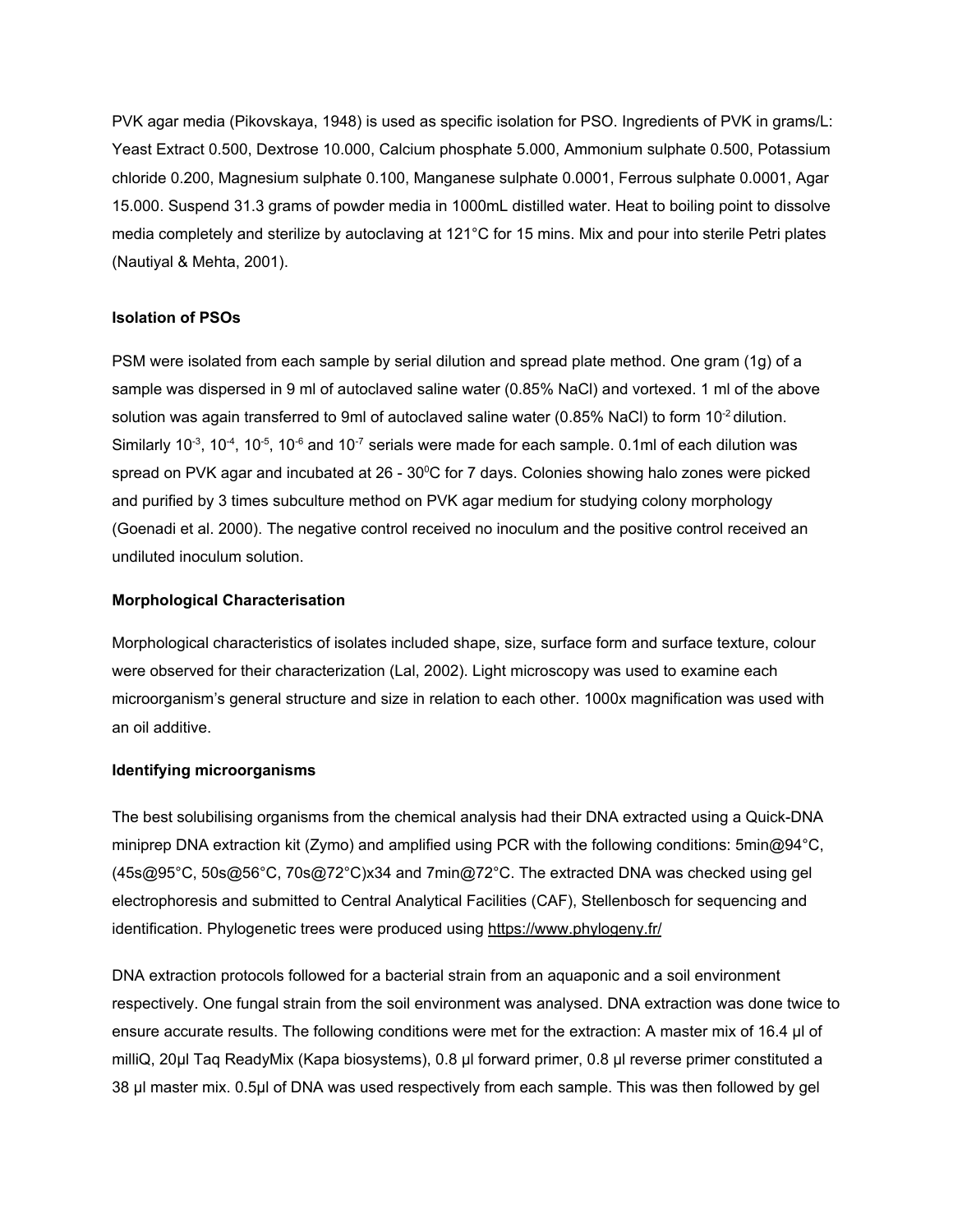PVK agar media (Pikovskaya, 1948) is used as specific isolation for PSO. Ingredients of PVK in grams/L: Yeast Extract 0.500, Dextrose 10.000, Calcium phosphate 5.000, Ammonium sulphate 0.500, Potassium chloride 0.200, Magnesium sulphate 0.100, Manganese sulphate 0.0001, Ferrous sulphate 0.0001, Agar 15.000. Suspend 31.3 grams of powder media in 1000mL distilled water. Heat to boiling point to dissolve media completely and sterilize by autoclaving at 121°C for 15 mins. Mix and pour into sterile Petri plates (Nautiyal & Mehta, 2001).

**Isolation of PSOs**

PSM were isolated from each sample by serial dilution and spread plate method. One gram (1g) of a sample was dispersed in 9 ml of autoclaved saline water (0.85% NaCl) and vortexed. 1 ml of the above solution was again transferred to 9ml of autoclaved saline water (0.85% NaCl) to form $10^{-2}$ dilution. Similarly $10^{-3}$, $10^{-4}$, $10^{-5}$, $10^{-6}$ and $10^{-7}$ serials were made for each sample. 0.1ml of each dilution was spread on PVK agar and incubated at 26 - $30^{0}$C for 7 days. Colonies showing halo zones were picked and purified by 3 times subculture method on PVK agar medium for studying colony morphology (Goenadi et al. 2000). The negative control received no inoculum and the positive control received an undiluted inoculum solution.

**Morphological Characterisation**

Morphological characteristics of isolates included shape, size, surface form and surface texture, colour were observed for their characterization (Lal, 2002). Light microscopy was used to examine each microorganism's general structure and size in relation to each other. 1000x magnification was used with an oil additive.

**Identifying microorganisms**

The best solubilising organisms from the chemical analysis had their DNA extracted using a Quick-DNA miniprep DNA extraction kit (Zymo) and amplified using PCR with the following conditions: 5min@94°C, (45s@95°C, 50s@56°C, 70s@72°C)x34 and 7min@72°C. The extracted DNA was checked using gel electrophoresis and submitted to Central Analytical Facilities (CAF), Stellenbosch for sequencing and identification. Phylogenetic trees were produced using https://www.phylogeny.fr/

DNA extraction protocols followed for a bacterial strain from an aquaponic and a soil environment respectively. One fungal strain from the soil environment was analysed. DNA extraction was done twice to ensure accurate results. The following conditions were met for the extraction: A master mix of 16.4 µl of milliQ, 20µl Taq ReadyMix (Kapa biosystems), 0.8 µl forward primer, 0.8 µl reverse primer constituted a 38 µl master mix. 0.5µl of DNA was used respectively from each sample. This was then followed by gel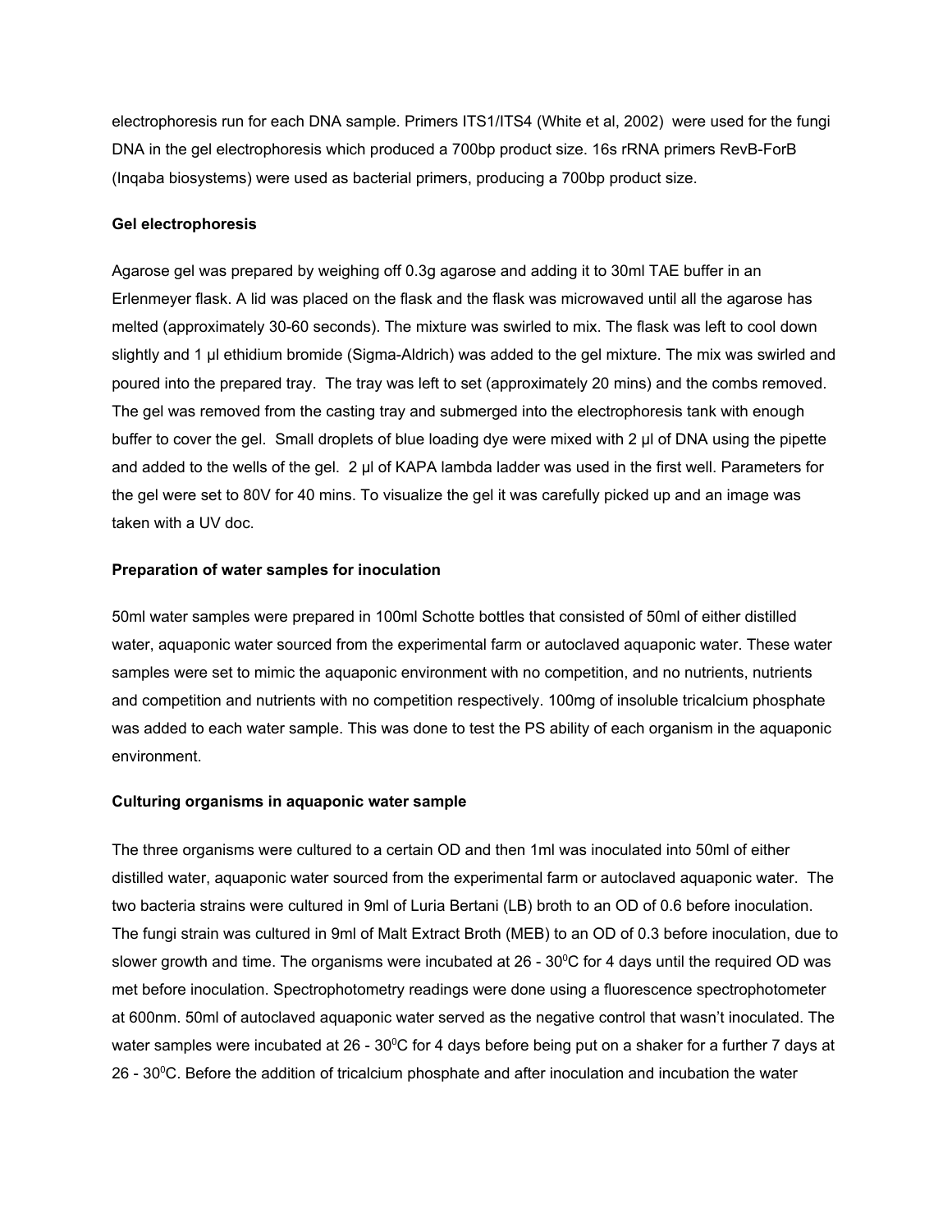electrophoresis run for each DNA sample. Primers ITS1/ITS4 (White et al, 2002) were used for the fungi DNA in the gel electrophoresis which produced a 700bp product size. 16s rRNA primers RevB-ForB (Inqaba biosystems) were used as bacterial primers, producing a 700bp product size.

**Gel electrophoresis**

Agarose gel was prepared by weighing off 0.3g agarose and adding it to 30ml TAE buffer in an Erlenmeyer flask. A lid was placed on the flask and the flask was microwaved until all the agarose has melted (approximately 30-60 seconds). The mixture was swirled to mix. The flask was left to cool down slightly and 1 µl ethidium bromide (Sigma-Aldrich) was added to the gel mixture. The mix was swirled and poured into the prepared tray. The tray was left to set (approximately 20 mins) and the combs removed. The gel was removed from the casting tray and submerged into the electrophoresis tank with enough buffer to cover the gel. Small droplets of blue loading dye were mixed with 2 µl of DNA using the pipette and added to the wells of the gel. 2 µl of KAPA lambda ladder was used in the first well. Parameters for the gel were set to 80V for 40 mins. To visualize the gel it was carefully picked up and an image was taken with a UV doc.

**Preparation of water samples for inoculation**

50ml water samples were prepared in 100ml Schotte bottles that consisted of 50ml of either distilled water, aquaponic water sourced from the experimental farm or autoclaved aquaponic water. These water samples were set to mimic the aquaponic environment with no competition, and no nutrients, nutrients and competition and nutrients with no competition respectively. 100mg of insoluble tricalcium phosphate was added to each water sample. This was done to test the PS ability of each organism in the aquaponic environment.

**Culturing organisms in aquaponic water sample**

The three organisms were cultured to a certain OD and then 1ml was inoculated into 50ml of either distilled water, aquaponic water sourced from the experimental farm or autoclaved aquaponic water. The two bacteria strains were cultured in 9ml of Luria Bertani (LB) broth to an OD of 0.6 before inoculation. The fungi strain was cultured in 9ml of Malt Extract Broth (MEB) to an OD of 0.3 before inoculation, due to slower growth and time. The organisms were incubated at 26 - 30$^0$C for 4 days until the required OD was met before inoculation. Spectrophotometry readings were done using a fluorescence spectrophotometer at 600nm. 50ml of autoclaved aquaponic water served as the negative control that wasn't inoculated. The water samples were incubated at 26 - 30$^0$C for 4 days before being put on a shaker for a further 7 days at 26 - 30$^0$C. Before the addition of tricalcium phosphate and after inoculation and incubation the water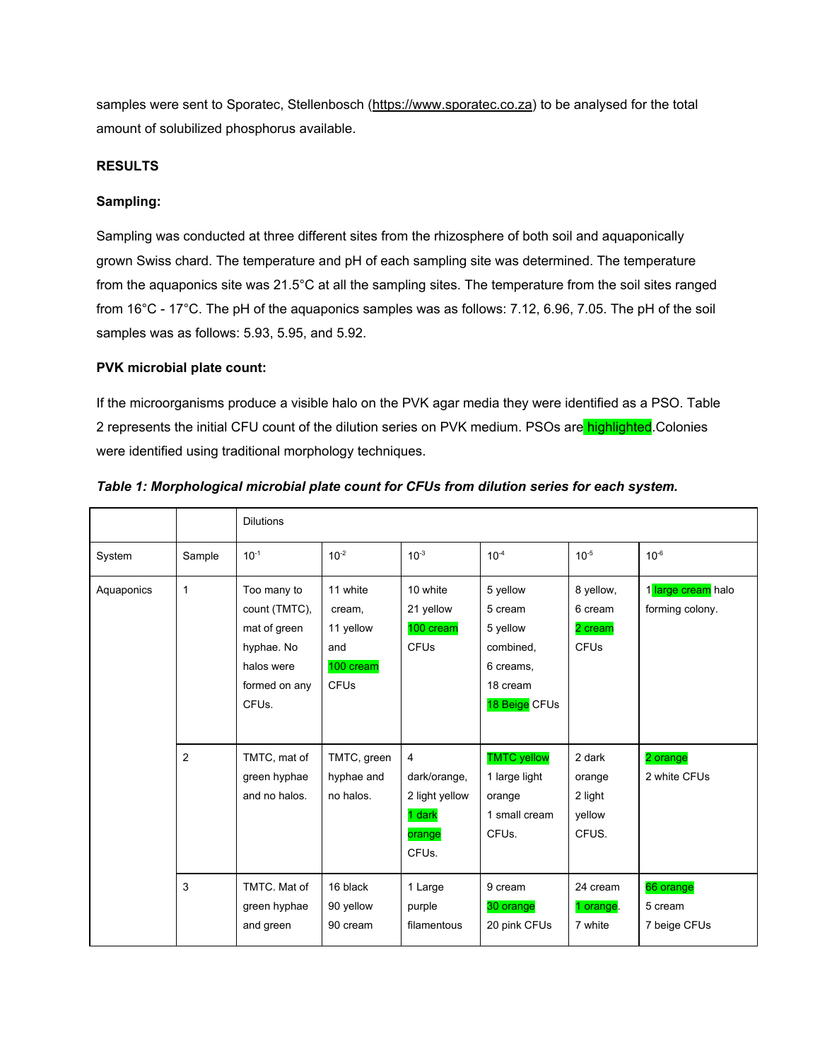samples were sent to Sporatec, Stellenbosch (https://www.sporatec.co.za) to be analysed for the total amount of solubilized phosphorus available.

**RESULTS**

**Sampling:**

Sampling was conducted at three different sites from the rhizosphere of both soil and aquaponically grown Swiss chard. The temperature and pH of each sampling site was determined. The temperature from the aquaponics site was 21.5°C at all the sampling sites. The temperature from the soil sites ranged from 16°C - 17°C. The pH of the aquaponics samples was as follows: 7.12, 6.96, 7.05. The pH of the soil samples was as follows: 5.93, 5.95, and 5.92.

**PVK microbial plate count:**

If the microorganisms produce a visible halo on the PVK agar media they were identified as a PSO. Table 2 represents the initial CFU count of the dilution series on PVK medium. PSOs are highlighted.Colonies were identified using traditional morphology techniques.

***Table 1: Morphological microbial plate count for CFUs from dilution series for each system.***

| | | Dilutions | | | | | |
|---|---|---|---|---|---|---|---|
| System | Sample | $10^{-1}$ | $10^{-2}$ | $10^{-3}$ | $10^{-4}$ | $10^{-5}$ | $10^{-6}$ |
| Aquaponics | 1 | Too many to count (TMTC), mat of green hyphae. No halos were formed on any CFUs. | 11 white cream, 11 yellow and 100 cream CFUs | 10 white 21 yellow 100 cream CFUs | 5 yellow 5 cream 5 yellow combined, 6 creams, 18 cream 18 Beige CFUs | 8 yellow, 6 cream 2 cream CFUs | 1 large cream halo forming colony. |
| | 2 | TMTC, mat of green hyphae and no halos. | TMTC, green hyphae and no halos. | 4 dark/orange, 2 light yellow 1 dark orange CFUs. | TMTC yellow 1 large light orange 1 small cream CFUs. | 2 dark orange 2 light yellow CFUS. | 2 orange 2 white CFUs |
| | 3 | TMTC. Mat of green hyphae and green | 16 black 90 yellow 90 cream | 1 Large purple filamentous | 9 cream 30 orange 20 pink CFUs | 24 cream 1 orange. 7 white | 66 orange 5 cream 7 beige CFUs |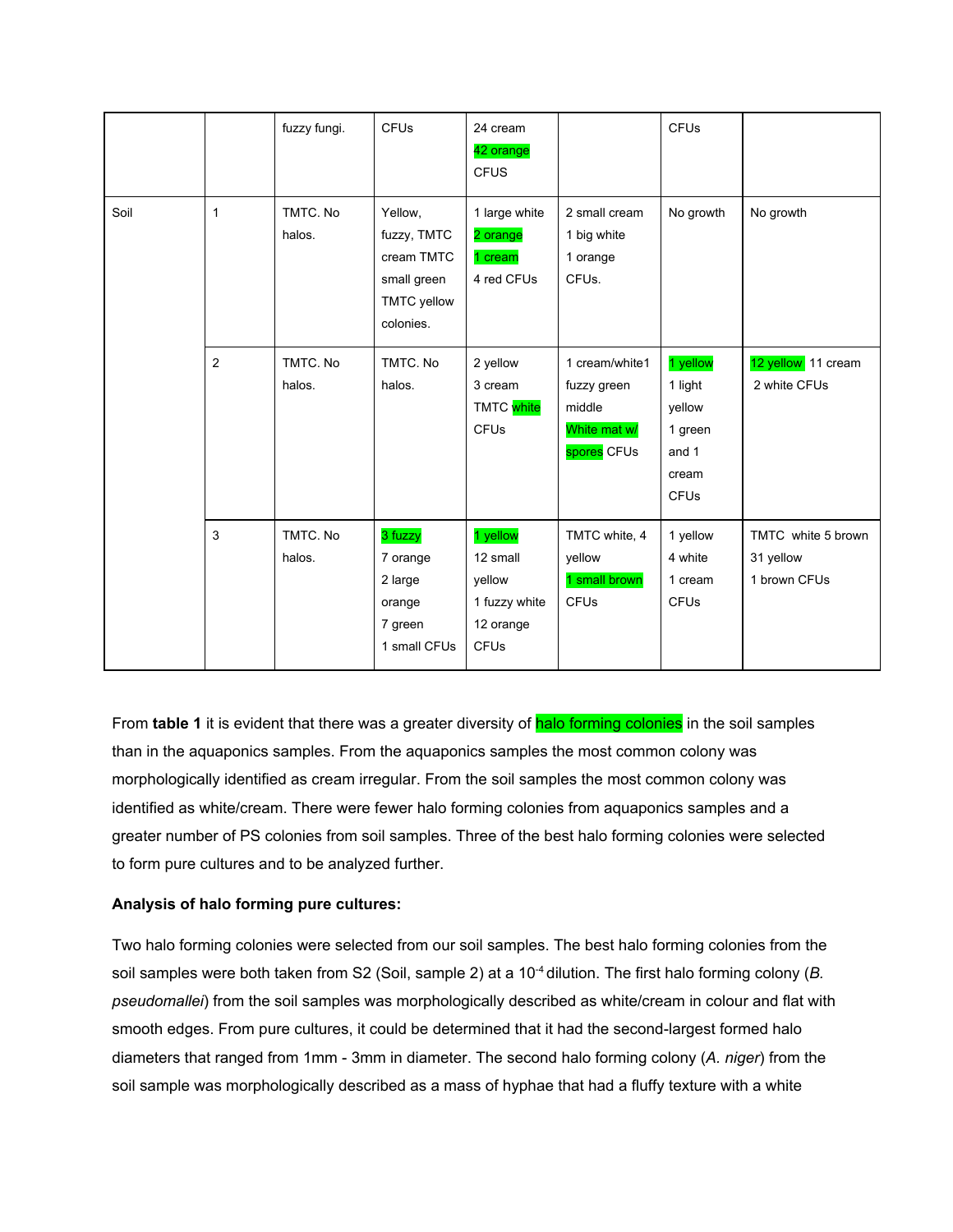|  |  | fuzzy fungi. | CFUs | 24 cream 42 orange CFUS |  | CFUs |  |
|---|---|---|---|---|---|---|---|
| Soil | 1 | TMTC. No halos. | Yellow, fuzzy, TMTC cream TMTC small green TMTC yellow colonies. | 1 large white 2 orange 1 cream 4 red CFUs | 2 small cream 1 big white 1 orange CFUs. | No growth | No growth |
|  | 2 | TMTC. No halos. | TMTC. No halos. | 2 yellow 3 cream TMTC white CFUs | 1 cream/white1 fuzzy green middle White mat w/ spores CFUs | 1 yellow 1 light yellow 1 green and 1 cream CFUs | 12 yellow 11 cream 2 white CFUs |
|  | 3 | TMTC. No halos. | 3 fuzzy 7 orange 2 large orange 7 green 1 small CFUs | 1 yellow 12 small yellow 1 fuzzy white 12 orange CFUs | TMTC white, 4 yellow 1 small brown CFUs | 1 yellow 4 white 1 cream CFUs | TMTC white 5 brown 31 yellow 1 brown CFUs |

From **table 1** it is evident that there was a greater diversity of halo forming colonies in the soil samples than in the aquaponics samples. From the aquaponics samples the most common colony was morphologically identified as cream irregular. From the soil samples the most common colony was identified as white/cream. There were fewer halo forming colonies from aquaponics samples and a greater number of PS colonies from soil samples. Three of the best halo forming colonies were selected to form pure cultures and to be analyzed further.

**Analysis of halo forming pure cultures:**

Two halo forming colonies were selected from our soil samples. The best halo forming colonies from the soil samples were both taken from S2 (Soil, sample 2) at a $10^{-4}$ dilution. The first halo forming colony (*B. pseudomallei*) from the soil samples was morphologically described as white/cream in colour and flat with smooth edges. From pure cultures, it could be determined that it had the second-largest formed halo diameters that ranged from 1mm - 3mm in diameter. The second halo forming colony (*A. niger*) from the soil sample was morphologically described as a mass of hyphae that had a fluffy texture with a white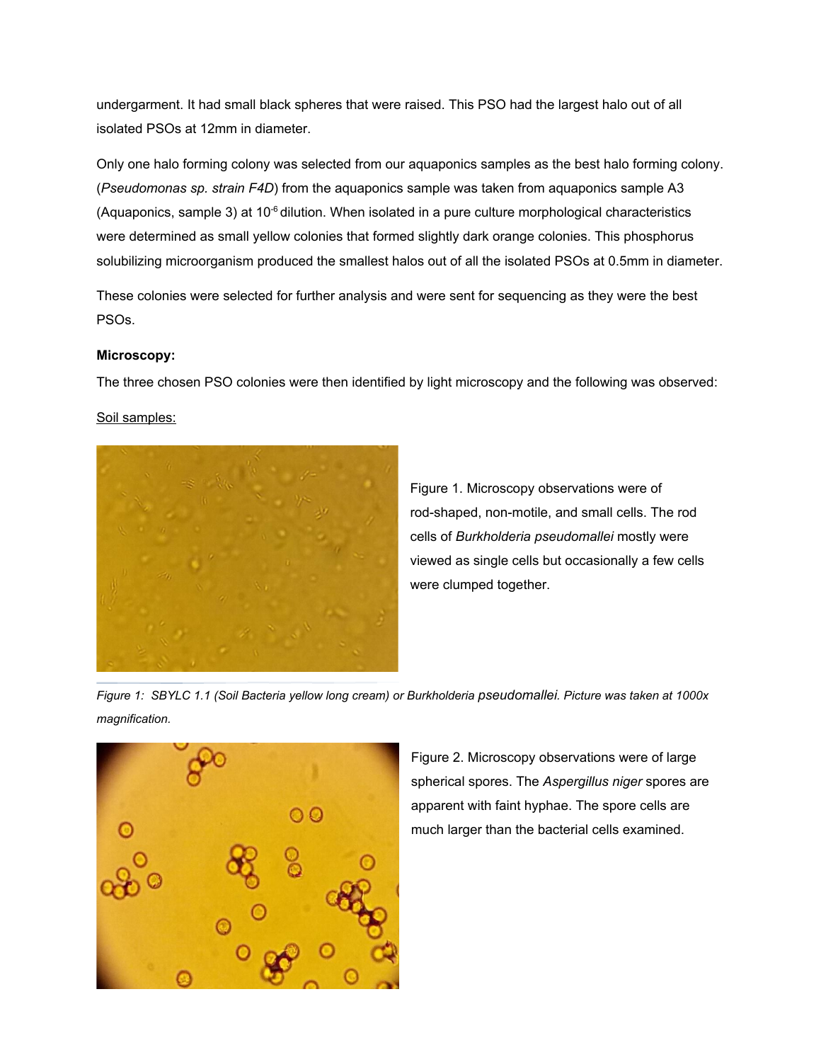undergarment. It had small black spheres that were raised. This PSO had the largest halo out of all isolated PSOs at 12mm in diameter.

Only one halo forming colony was selected from our aquaponics samples as the best halo forming colony. (*Pseudomonas sp. strain F4D*) from the aquaponics sample was taken from aquaponics sample A3 (Aquaponics, sample 3) at $10^{-6}$ dilution. When isolated in a pure culture morphological characteristics were determined as small yellow colonies that formed slightly dark orange colonies. This phosphorus solubilizing microorganism produced the smallest halos out of all the isolated PSOs at 0.5mm in diameter.

These colonies were selected for further analysis and were sent for sequencing as they were the best PSOs.

**Microscopy:**

The three chosen PSO colonies were then identified by light microscopy and the following was observed:

Soil samples:

Figure 1. Microscopy observations were of rod-shaped, non-motile, and small cells. The rod cells of *Burkholderia pseudomallei* mostly were viewed as single cells but occasionally a few cells were clumped together.

*Figure 1: SBYLC 1.1 (Soil Bacteria yellow long cream) or Burkholderia pseudomallei. Picture was taken at 1000x magnification.*

Figure 2. Microscopy observations were of large spherical spores. The *Aspergillus niger* spores are apparent with faint hyphae. The spore cells are much larger than the bacterial cells examined.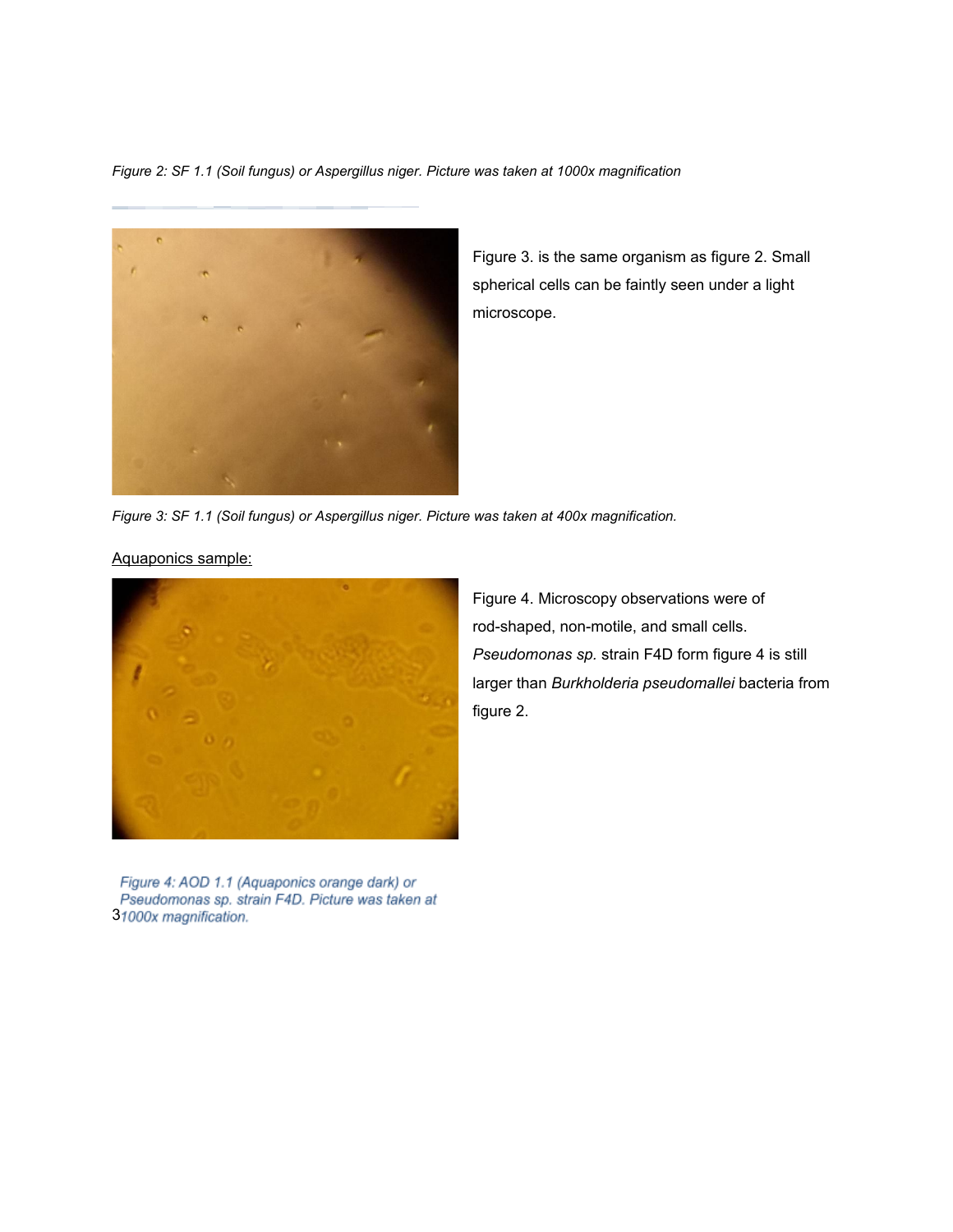*Figure 2: SF 1.1 (Soil fungus) or Aspergillus niger. Picture was taken at 1000x magnification*

Figure 3. is the same organism as figure 2. Small spherical cells can be faintly seen under a light microscope.

*Figure 3: SF 1.1 (Soil fungus) or Aspergillus niger. Picture was taken at 400x magnification.*

<u>Aquaponics sample:</u>

Figure 4. Microscopy observations were of rod-shaped, non-motile, and small cells. *Pseudomonas sp.* strain F4D form figure 4 is still larger than *Burkholderia pseudomallei* bacteria from figure 2.

*Figure 4: AOD 1.1 (Aquaponics orange dark) or Pseudomonas sp. strain F4D. Picture was taken at 1000x magnification.*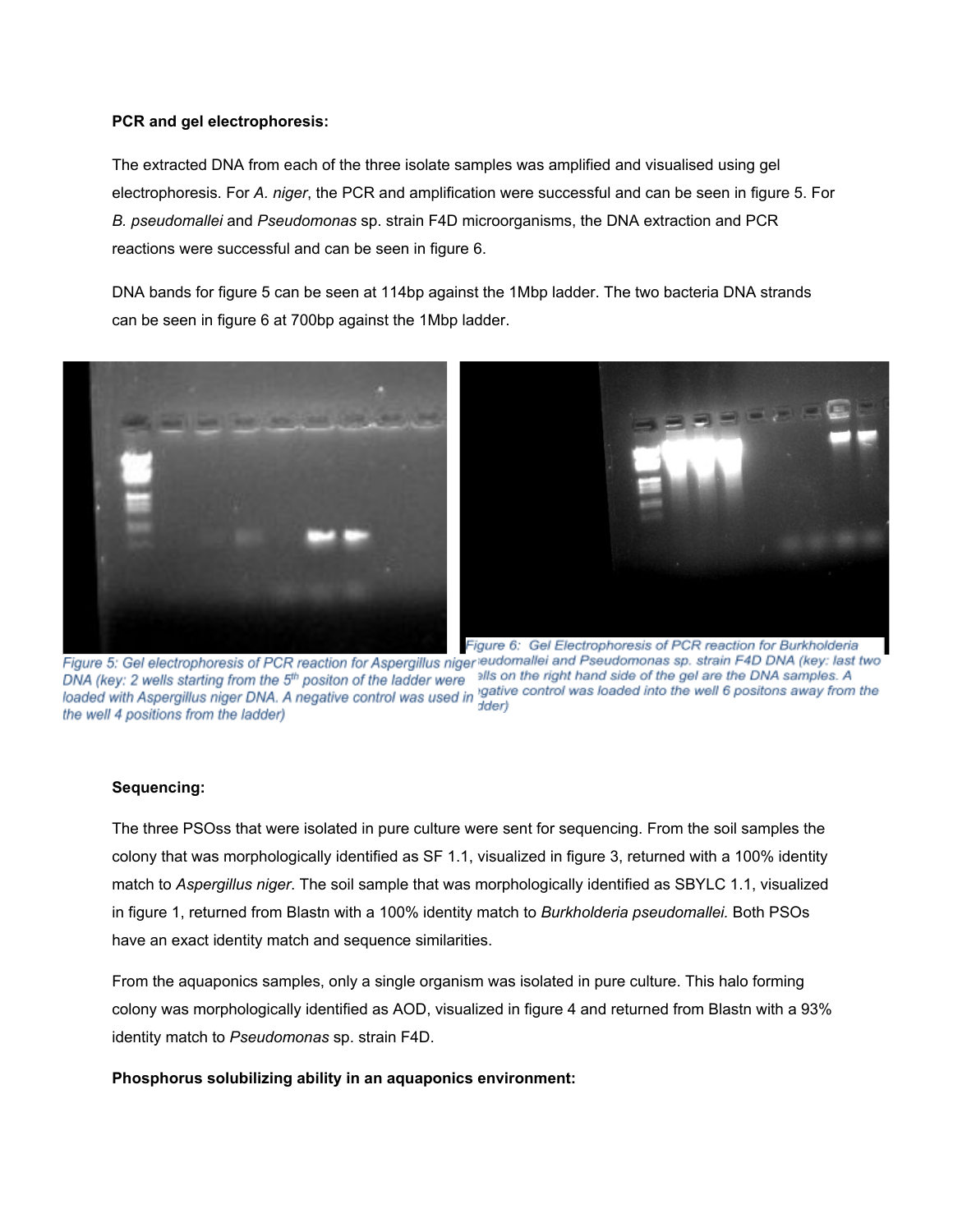**PCR and gel electrophoresis:**

The extracted DNA from each of the three isolate samples was amplified and visualised using gel electrophoresis. For *A. niger*, the PCR and amplification were successful and can be seen in figure 5. For *B. pseudomallei* and *Pseudomonas* sp. strain F4D microorganisms, the DNA extraction and PCR reactions were successful and can be seen in figure 6.

DNA bands for figure 5 can be seen at 114bp against the 1Mbp ladder. The two bacteria DNA strands can be seen in figure 6 at 700bp against the 1Mbp ladder.

*Figure 5: Gel electrophoresis of PCR reaction for Aspergillus niger DNA (key: 2 wells starting from the 5th positon of the ladder were loaded with Aspergillus niger DNA. A negative control was used in the well 4 positions from the ladder)*

*Figure 6: Gel Electrophoresis of PCR reaction for Burkholderia pseudomallei and Pseudomonas sp. strain F4D DNA (key: last two wells on the right hand side of the gel are the DNA samples. A negative control was loaded into the well 6 positons away from the ladder)*

**Sequencing:**

The three PSOss that were isolated in pure culture were sent for sequencing. From the soil samples the colony that was morphologically identified as SF 1.1, visualized in figure 3, returned with a 100% identity match to *Aspergillus niger*. The soil sample that was morphologically identified as SBYLC 1.1, visualized in figure 1, returned from Blastn with a 100% identity match to *Burkholderia pseudomallei.* Both PSOs have an exact identity match and sequence similarities.

From the aquaponics samples, only a single organism was isolated in pure culture. This halo forming colony was morphologically identified as AOD, visualized in figure 4 and returned from Blastn with a 93% identity match to *Pseudomonas* sp. strain F4D.

**Phosphorus solubilizing ability in an aquaponics environment:**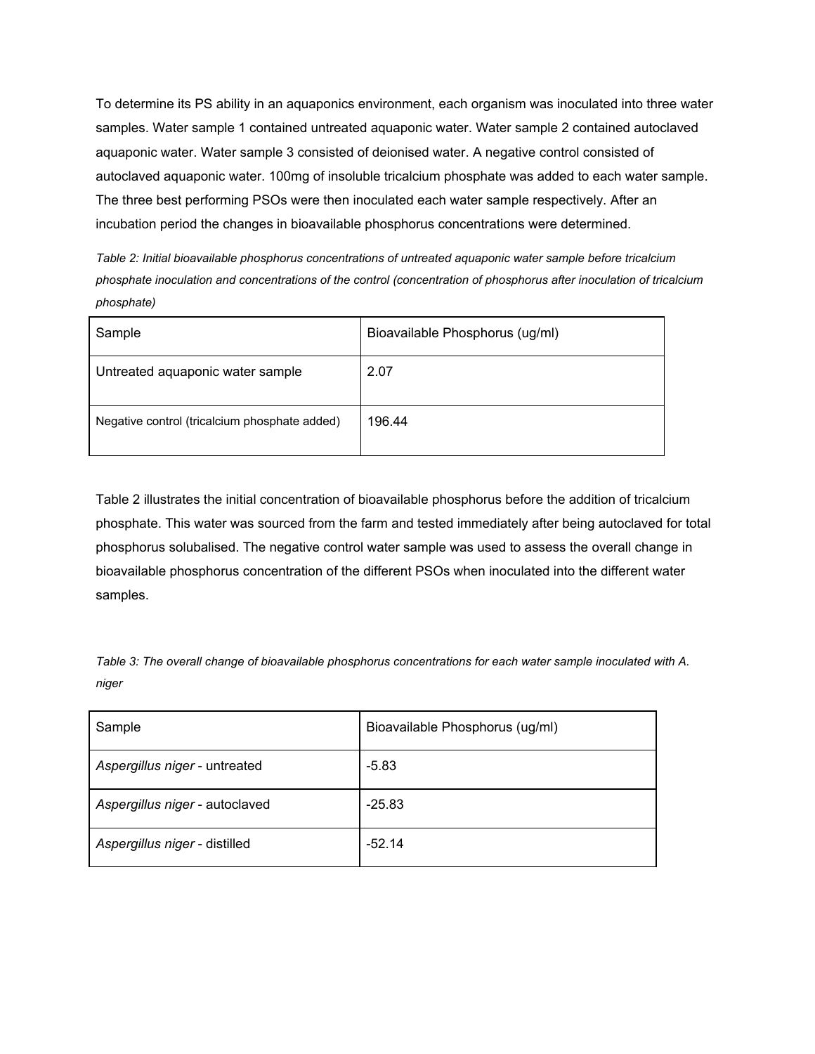To determine its PS ability in an aquaponics environment, each organism was inoculated into three water samples. Water sample 1 contained untreated aquaponic water. Water sample 2 contained autoclaved aquaponic water. Water sample 3 consisted of deionised water. A negative control consisted of autoclaved aquaponic water. 100mg of insoluble tricalcium phosphate was added to each water sample. The three best performing PSOs were then inoculated each water sample respectively. After an incubation period the changes in bioavailable phosphorus concentrations were determined.

*Table 2: Initial bioavailable phosphorus concentrations of untreated aquaponic water sample before tricalcium phosphate inoculation and concentrations of the control (concentration of phosphorus after inoculation of tricalcium phosphate)*

| Sample | Bioavailable Phosphorus (ug/ml) |
|---|---|
| Untreated aquaponic water sample | 2.07 |
| Negative control (tricalcium phosphate added) | 196.44 |

Table 2 illustrates the initial concentration of bioavailable phosphorus before the addition of tricalcium phosphate. This water was sourced from the farm and tested immediately after being autoclaved for total phosphorus solubalised. The negative control water sample was used to assess the overall change in bioavailable phosphorus concentration of the different PSOs when inoculated into the different water samples.

*Table 3: The overall change of bioavailable phosphorus concentrations for each water sample inoculated with A. niger*

| Sample | Bioavailable Phosphorus (ug/ml) |
|---|---|
| *Aspergillus niger* - untreated | -5.83 |
| *Aspergillus niger* - autoclaved | -25.83 |
| *Aspergillus niger* - distilled | -52.14 |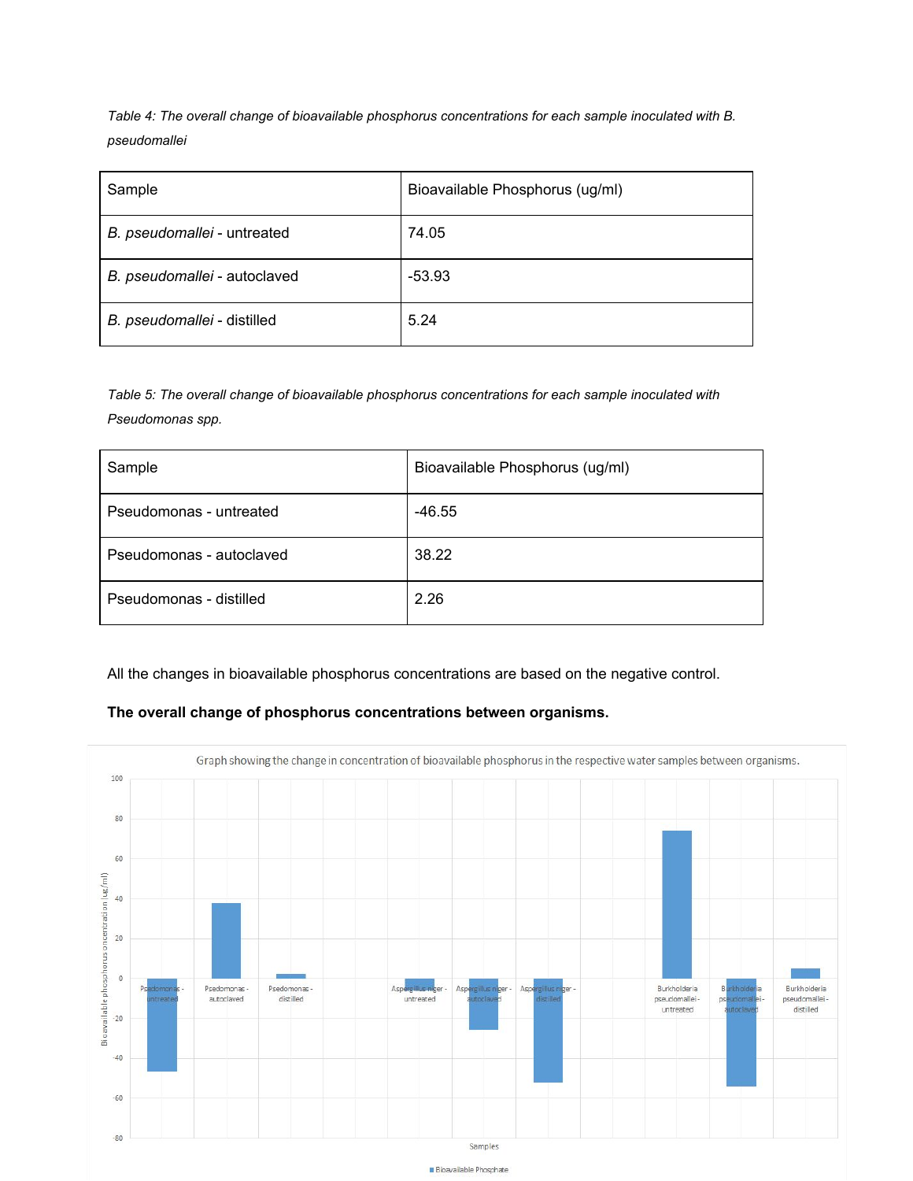*Table 4: The overall change of bioavailable phosphorus concentrations for each sample inoculated with B. pseudomallei*

| Sample | Bioavailable Phosphorus (ug/ml) |
|---|---|
| *B. pseudomallei* - untreated | 74.05 |
| *B. pseudomallei* - autoclaved | -53.93 |
| *B. pseudomallei* - distilled | 5.24 |

*Table 5: The overall change of bioavailable phosphorus concentrations for each sample inoculated with Pseudomonas spp.*

| Sample | Bioavailable Phosphorus (ug/ml) |
|---|---|
| Pseudomonas - untreated | -46.55 |
| Pseudomonas - autoclaved | 38.22 |
| Pseudomonas - distilled | 2.26 |

All the changes in bioavailable phosphorus concentrations are based on the negative control.

**The overall change of phosphorus concentrations between organisms.**

Graph showing the change in concentration of bioavailable phosphorus in the respective water samples between organisms.

Y-axis: Bioavailable phosphorus concentration (ug/ml)

X-axis: Samples — Psedomonas - untreated; Psedomonas - autoclaved; Psedomonas - distilled; Aspergillus niger - untreated; Aspergillus niger - autoclaved; Aspergillus niger - distilled; Burkholderia pseudomallei - untreated; Burkholderia pseudomallei - autoclaved; Burkholderia pseudomallei - distilled

Legend: Bioavailable Phosphate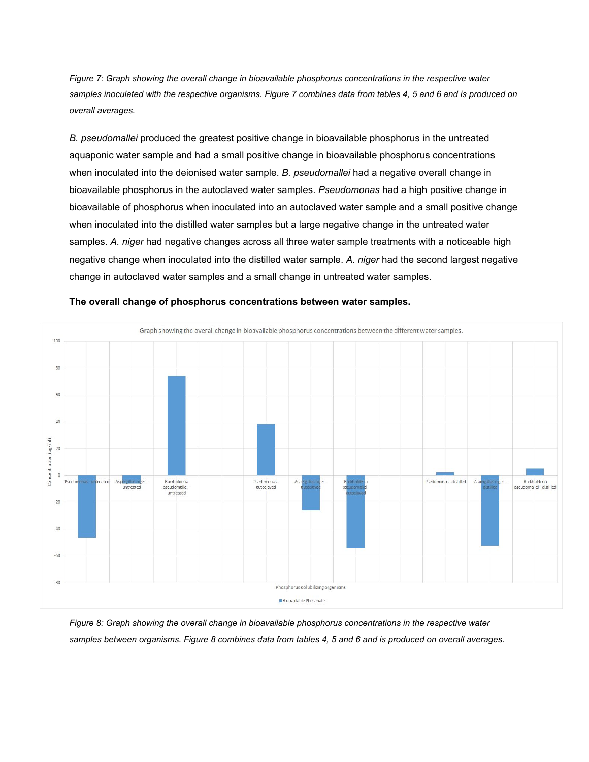*Figure 7: Graph showing the overall change in bioavailable phosphorus concentrations in the respective water samples inoculated with the respective organisms. Figure 7 combines data from tables 4, 5 and 6 and is produced on overall averages.*

*B. pseudomallei* produced the greatest positive change in bioavailable phosphorus in the untreated aquaponic water sample and had a small positive change in bioavailable phosphorus concentrations when inoculated into the deionised water sample. *B. pseudomallei* had a negative overall change in bioavailable phosphorus in the autoclaved water samples. *Pseudomonas* had a high positive change in bioavailable of phosphorus when inoculated into an autoclaved water sample and a small positive change when inoculated into the distilled water samples but a large negative change in the untreated water samples. *A. niger* had negative changes across all three water sample treatments with a noticeable high negative change when inoculated into the distilled water sample. *A. niger* had the second largest negative change in autoclaved water samples and a small change in untreated water samples.

**The overall change of phosphorus concentrations between water samples.**

*Figure 8: Graph showing the overall change in bioavailable phosphorus concentrations in the respective water samples between organisms. Figure 8 combines data from tables 4, 5 and 6 and is produced on overall averages.*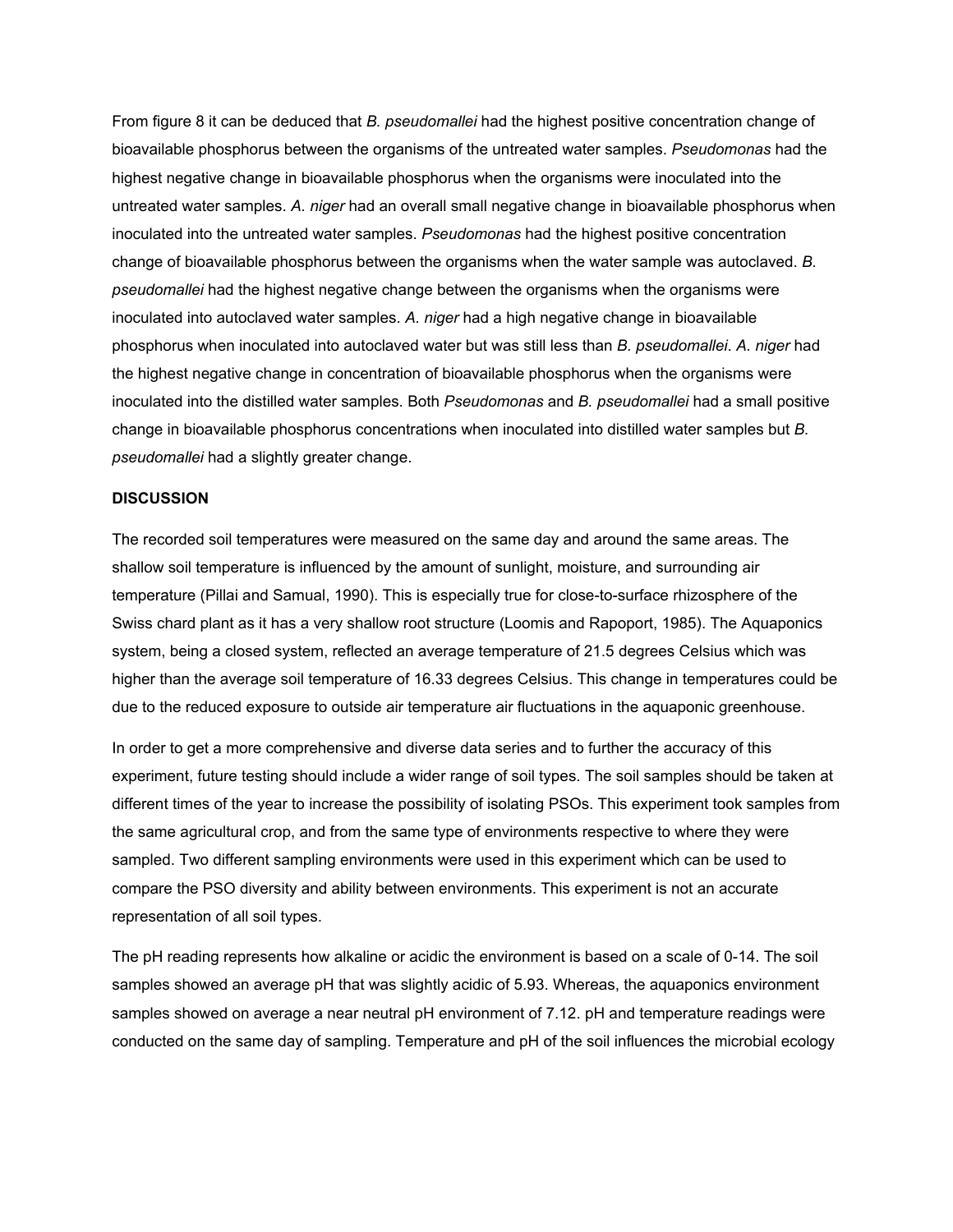From figure 8 it can be deduced that *B. pseudomallei* had the highest positive concentration change of bioavailable phosphorus between the organisms of the untreated water samples. *Pseudomonas* had the highest negative change in bioavailable phosphorus when the organisms were inoculated into the untreated water samples. *A. niger* had an overall small negative change in bioavailable phosphorus when inoculated into the untreated water samples. *Pseudomonas* had the highest positive concentration change of bioavailable phosphorus between the organisms when the water sample was autoclaved. *B. pseudomallei* had the highest negative change between the organisms when the organisms were inoculated into autoclaved water samples. *A. niger* had a high negative change in bioavailable phosphorus when inoculated into autoclaved water but was still less than *B. pseudomallei*. *A. niger* had the highest negative change in concentration of bioavailable phosphorus when the organisms were inoculated into the distilled water samples. Both *Pseudomonas* and *B. pseudomallei* had a small positive change in bioavailable phosphorus concentrations when inoculated into distilled water samples but *B. pseudomallei* had a slightly greater change.

**DISCUSSION**

The recorded soil temperatures were measured on the same day and around the same areas. The shallow soil temperature is influenced by the amount of sunlight, moisture, and surrounding air temperature (Pillai and Samual, 1990). This is especially true for close-to-surface rhizosphere of the Swiss chard plant as it has a very shallow root structure (Loomis and Rapoport, 1985). The Aquaponics system, being a closed system, reflected an average temperature of 21.5 degrees Celsius which was higher than the average soil temperature of 16.33 degrees Celsius. This change in temperatures could be due to the reduced exposure to outside air temperature air fluctuations in the aquaponic greenhouse.

In order to get a more comprehensive and diverse data series and to further the accuracy of this experiment, future testing should include a wider range of soil types. The soil samples should be taken at different times of the year to increase the possibility of isolating PSOs. This experiment took samples from the same agricultural crop, and from the same type of environments respective to where they were sampled. Two different sampling environments were used in this experiment which can be used to compare the PSO diversity and ability between environments. This experiment is not an accurate representation of all soil types.

The pH reading represents how alkaline or acidic the environment is based on a scale of 0-14. The soil samples showed an average pH that was slightly acidic of 5.93. Whereas, the aquaponics environment samples showed on average a near neutral pH environment of 7.12. pH and temperature readings were conducted on the same day of sampling. Temperature and pH of the soil influences the microbial ecology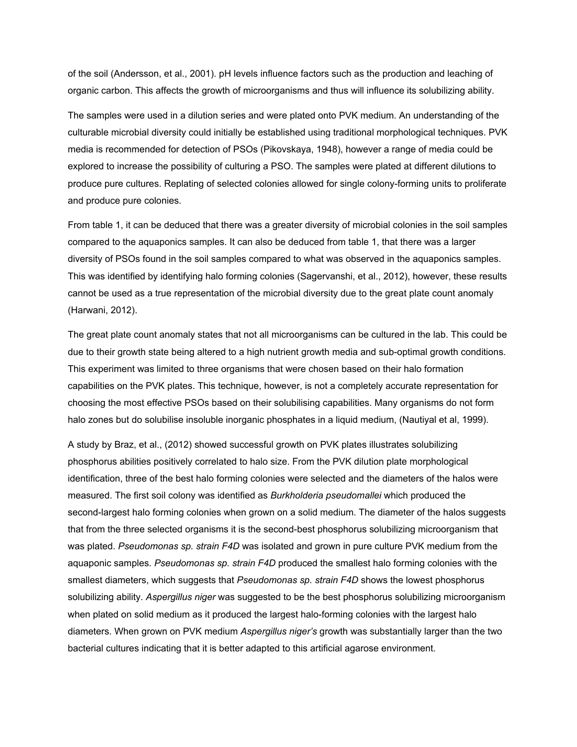of the soil (Andersson, et al., 2001). pH levels influence factors such as the production and leaching of organic carbon. This affects the growth of microorganisms and thus will influence its solubilizing ability.

The samples were used in a dilution series and were plated onto PVK medium. An understanding of the culturable microbial diversity could initially be established using traditional morphological techniques. PVK media is recommended for detection of PSOs (Pikovskaya, 1948), however a range of media could be explored to increase the possibility of culturing a PSO. The samples were plated at different dilutions to produce pure cultures. Replating of selected colonies allowed for single colony-forming units to proliferate and produce pure colonies.

From table 1, it can be deduced that there was a greater diversity of microbial colonies in the soil samples compared to the aquaponics samples. It can also be deduced from table 1, that there was a larger diversity of PSOs found in the soil samples compared to what was observed in the aquaponics samples. This was identified by identifying halo forming colonies (Sagervanshi, et al., 2012), however, these results cannot be used as a true representation of the microbial diversity due to the great plate count anomaly (Harwani, 2012).

The great plate count anomaly states that not all microorganisms can be cultured in the lab. This could be due to their growth state being altered to a high nutrient growth media and sub-optimal growth conditions. This experiment was limited to three organisms that were chosen based on their halo formation capabilities on the PVK plates. This technique, however, is not a completely accurate representation for choosing the most effective PSOs based on their solubilising capabilities. Many organisms do not form halo zones but do solubilise insoluble inorganic phosphates in a liquid medium, (Nautiyal et al, 1999).

A study by Braz, et al., (2012) showed successful growth on PVK plates illustrates solubilizing phosphorus abilities positively correlated to halo size. From the PVK dilution plate morphological identification, three of the best halo forming colonies were selected and the diameters of the halos were measured. The first soil colony was identified as *Burkholderia pseudomallei* which produced the second-largest halo forming colonies when grown on a solid medium. The diameter of the halos suggests that from the three selected organisms it is the second-best phosphorus solubilizing microorganism that was plated. *Pseudomonas sp. strain F4D* was isolated and grown in pure culture PVK medium from the aquaponic samples. *Pseudomonas sp. strain F4D* produced the smallest halo forming colonies with the smallest diameters, which suggests that *Pseudomonas sp. strain F4D* shows the lowest phosphorus solubilizing ability. *Aspergillus niger* was suggested to be the best phosphorus solubilizing microorganism when plated on solid medium as it produced the largest halo-forming colonies with the largest halo diameters. When grown on PVK medium *Aspergillus niger's* growth was substantially larger than the two bacterial cultures indicating that it is better adapted to this artificial agarose environment.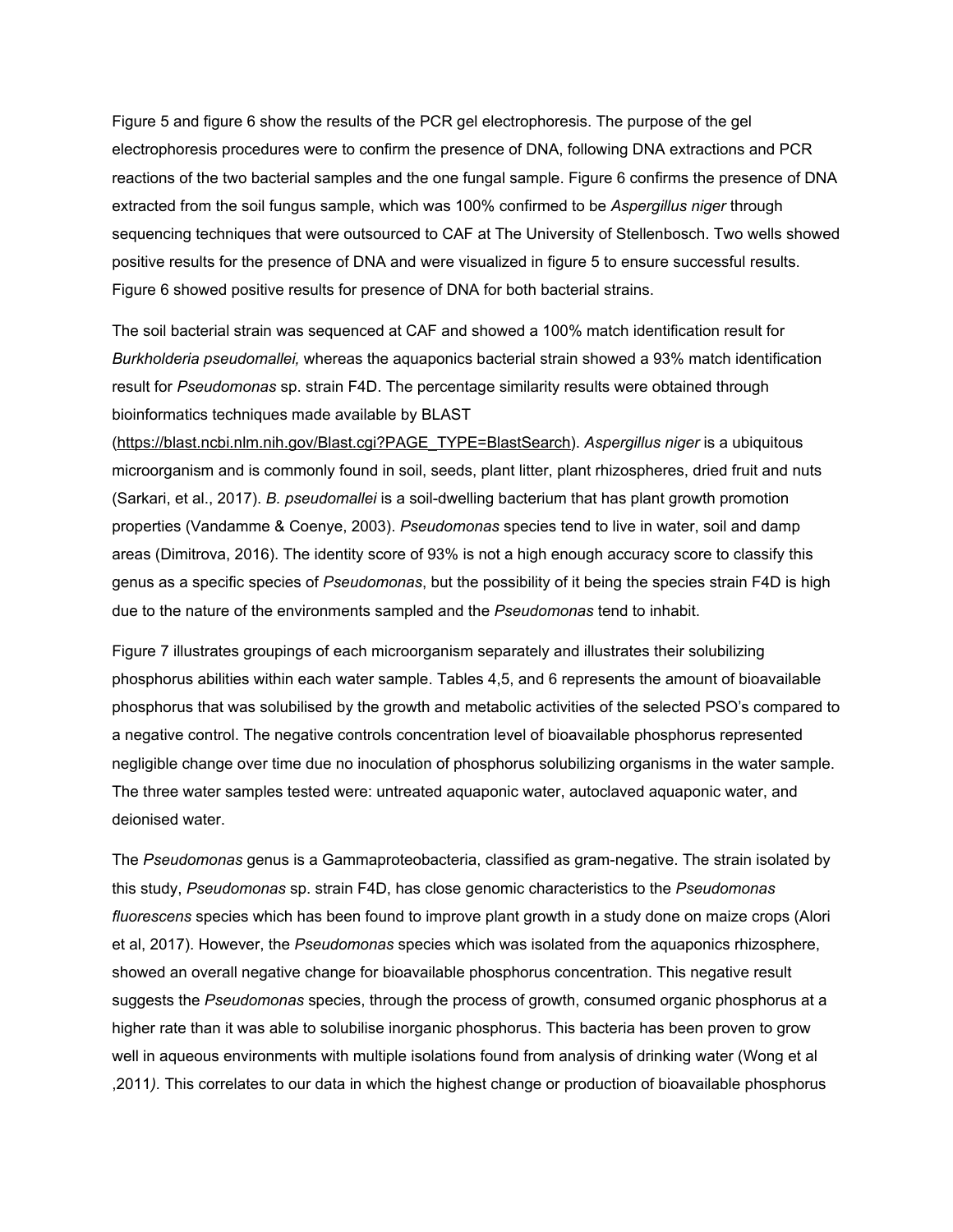Figure 5 and figure 6 show the results of the PCR gel electrophoresis. The purpose of the gel electrophoresis procedures were to confirm the presence of DNA, following DNA extractions and PCR reactions of the two bacterial samples and the one fungal sample. Figure 6 confirms the presence of DNA extracted from the soil fungus sample, which was 100% confirmed to be *Aspergillus niger* through sequencing techniques that were outsourced to CAF at The University of Stellenbosch. Two wells showed positive results for the presence of DNA and were visualized in figure 5 to ensure successful results. Figure 6 showed positive results for presence of DNA for both bacterial strains.

The soil bacterial strain was sequenced at CAF and showed a 100% match identification result for *Burkholderia pseudomallei,* whereas the aquaponics bacterial strain showed a 93% match identification result for *Pseudomonas* sp. strain F4D. The percentage similarity results were obtained through bioinformatics techniques made available by BLAST (https://blast.ncbi.nlm.nih.gov/Blast.cgi?PAGE_TYPE=BlastSearch). *Aspergillus niger* is a ubiquitous microorganism and is commonly found in soil, seeds, plant litter, plant rhizospheres, dried fruit and nuts (Sarkari, et al., 2017). *B. pseudomallei* is a soil-dwelling bacterium that has plant growth promotion properties (Vandamme & Coenye, 2003). *Pseudomonas* species tend to live in water, soil and damp areas (Dimitrova, 2016). The identity score of 93% is not a high enough accuracy score to classify this genus as a specific species of *Pseudomonas*, but the possibility of it being the species strain F4D is high due to the nature of the environments sampled and the *Pseudomonas* tend to inhabit.

Figure 7 illustrates groupings of each microorganism separately and illustrates their solubilizing phosphorus abilities within each water sample. Tables 4,5, and 6 represents the amount of bioavailable phosphorus that was solubilised by the growth and metabolic activities of the selected PSO's compared to a negative control. The negative controls concentration level of bioavailable phosphorus represented negligible change over time due no inoculation of phosphorus solubilizing organisms in the water sample. The three water samples tested were: untreated aquaponic water, autoclaved aquaponic water, and deionised water.

The *Pseudomonas* genus is a Gammaproteobacteria, classified as gram-negative. The strain isolated by this study, *Pseudomonas* sp. strain F4D, has close genomic characteristics to the *Pseudomonas fluorescens* species which has been found to improve plant growth in a study done on maize crops (Alori et al, 2017). However, the *Pseudomonas* species which was isolated from the aquaponics rhizosphere, showed an overall negative change for bioavailable phosphorus concentration. This negative result suggests the *Pseudomonas* species, through the process of growth, consumed organic phosphorus at a higher rate than it was able to solubilise inorganic phosphorus. This bacteria has been proven to grow well in aqueous environments with multiple isolations found from analysis of drinking water (Wong et al ,2011*).* This correlates to our data in which the highest change or production of bioavailable phosphorus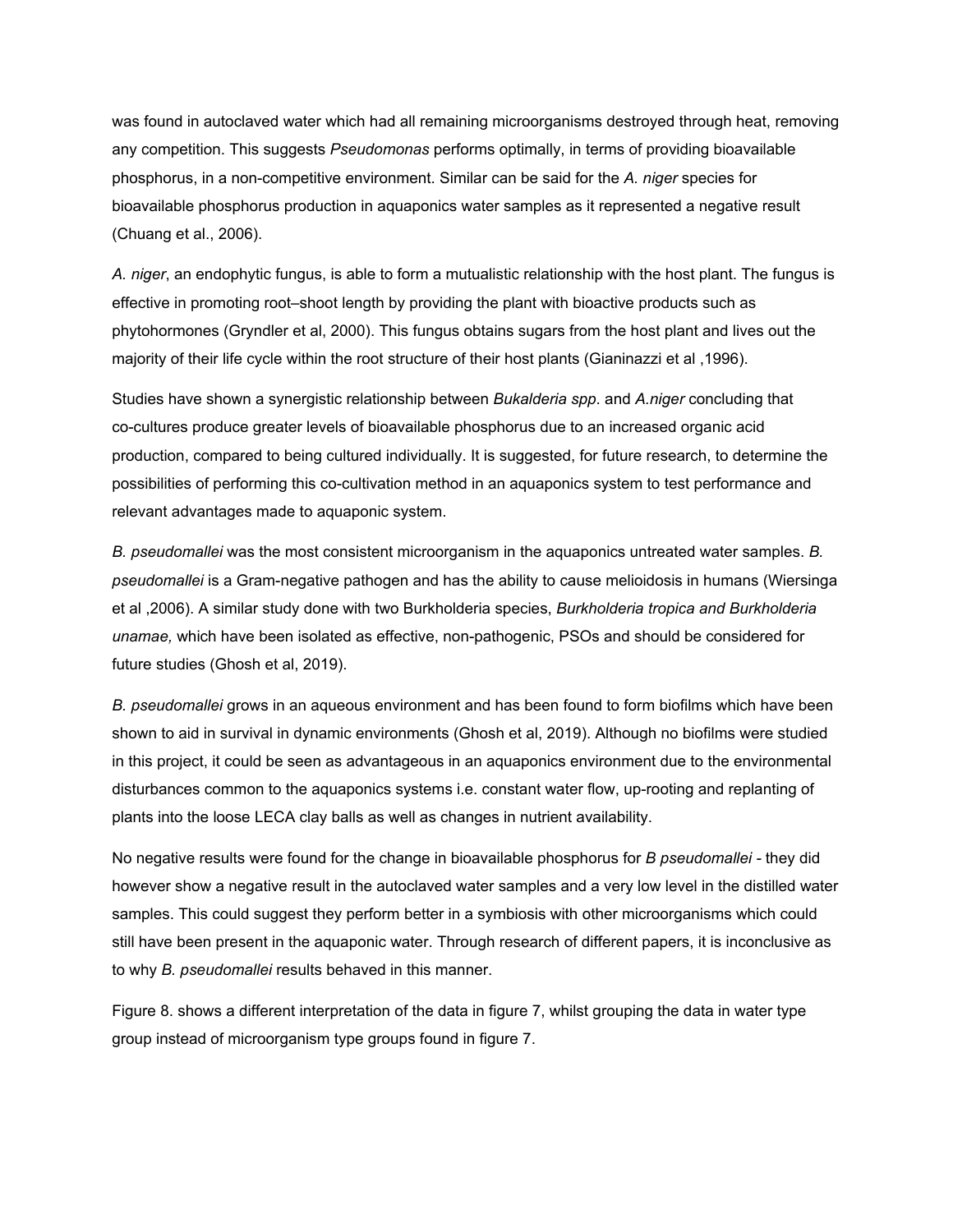was found in autoclaved water which had all remaining microorganisms destroyed through heat, removing any competition. This suggests *Pseudomonas* performs optimally, in terms of providing bioavailable phosphorus, in a non-competitive environment. Similar can be said for the *A. niger* species for bioavailable phosphorus production in aquaponics water samples as it represented a negative result (Chuang et al., 2006).

*A. niger*, an endophytic fungus, is able to form a mutualistic relationship with the host plant. The fungus is effective in promoting root–shoot length by providing the plant with bioactive products such as phytohormones (Gryndler et al, 2000). This fungus obtains sugars from the host plant and lives out the majority of their life cycle within the root structure of their host plants (Gianinazzi et al ,1996).

Studies have shown a synergistic relationship between *Bukalderia spp*. and *A.niger* concluding that co-cultures produce greater levels of bioavailable phosphorus due to an increased organic acid production, compared to being cultured individually. It is suggested, for future research, to determine the possibilities of performing this co-cultivation method in an aquaponics system to test performance and relevant advantages made to aquaponic system.

*B. pseudomallei* was the most consistent microorganism in the aquaponics untreated water samples. *B. pseudomallei* is a Gram-negative pathogen and has the ability to cause melioidosis in humans (Wiersinga et al ,2006). A similar study done with two Burkholderia species, *Burkholderia tropica and Burkholderia unamae,* which have been isolated as effective, non-pathogenic, PSOs and should be considered for future studies (Ghosh et al, 2019).

*B. pseudomallei* grows in an aqueous environment and has been found to form biofilms which have been shown to aid in survival in dynamic environments (Ghosh et al, 2019). Although no biofilms were studied in this project, it could be seen as advantageous in an aquaponics environment due to the environmental disturbances common to the aquaponics systems i.e. constant water flow, up-rooting and replanting of plants into the loose LECA clay balls as well as changes in nutrient availability.

No negative results were found for the change in bioavailable phosphorus for *B pseudomallei* - they did however show a negative result in the autoclaved water samples and a very low level in the distilled water samples. This could suggest they perform better in a symbiosis with other microorganisms which could still have been present in the aquaponic water. Through research of different papers, it is inconclusive as to why *B. pseudomallei* results behaved in this manner.

Figure 8. shows a different interpretation of the data in figure 7, whilst grouping the data in water type group instead of microorganism type groups found in figure 7.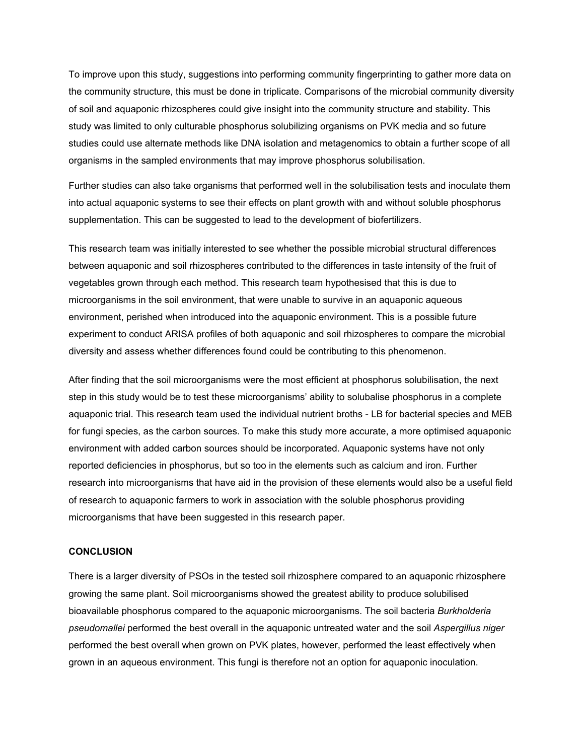To improve upon this study, suggestions into performing community fingerprinting to gather more data on the community structure, this must be done in triplicate. Comparisons of the microbial community diversity of soil and aquaponic rhizospheres could give insight into the community structure and stability. This study was limited to only culturable phosphorus solubilizing organisms on PVK media and so future studies could use alternate methods like DNA isolation and metagenomics to obtain a further scope of all organisms in the sampled environments that may improve phosphorus solubilisation.

Further studies can also take organisms that performed well in the solubilisation tests and inoculate them into actual aquaponic systems to see their effects on plant growth with and without soluble phosphorus supplementation. This can be suggested to lead to the development of biofertilizers.

This research team was initially interested to see whether the possible microbial structural differences between aquaponic and soil rhizospheres contributed to the differences in taste intensity of the fruit of vegetables grown through each method. This research team hypothesised that this is due to microorganisms in the soil environment, that were unable to survive in an aquaponic aqueous environment, perished when introduced into the aquaponic environment. This is a possible future experiment to conduct ARISA profiles of both aquaponic and soil rhizospheres to compare the microbial diversity and assess whether differences found could be contributing to this phenomenon.

After finding that the soil microorganisms were the most efficient at phosphorus solubilisation, the next step in this study would be to test these microorganisms' ability to solubalise phosphorus in a complete aquaponic trial. This research team used the individual nutrient broths - LB for bacterial species and MEB for fungi species, as the carbon sources. To make this study more accurate, a more optimised aquaponic environment with added carbon sources should be incorporated. Aquaponic systems have not only reported deficiencies in phosphorus, but so too in the elements such as calcium and iron. Further research into microorganisms that have aid in the provision of these elements would also be a useful field of research to aquaponic farmers to work in association with the soluble phosphorus providing microorganisms that have been suggested in this research paper.

**CONCLUSION**

There is a larger diversity of PSOs in the tested soil rhizosphere compared to an aquaponic rhizosphere growing the same plant. Soil microorganisms showed the greatest ability to produce solubilised bioavailable phosphorus compared to the aquaponic microorganisms. The soil bacteria *Burkholderia pseudomallei* performed the best overall in the aquaponic untreated water and the soil *Aspergillus niger* performed the best overall when grown on PVK plates, however, performed the least effectively when grown in an aqueous environment. This fungi is therefore not an option for aquaponic inoculation.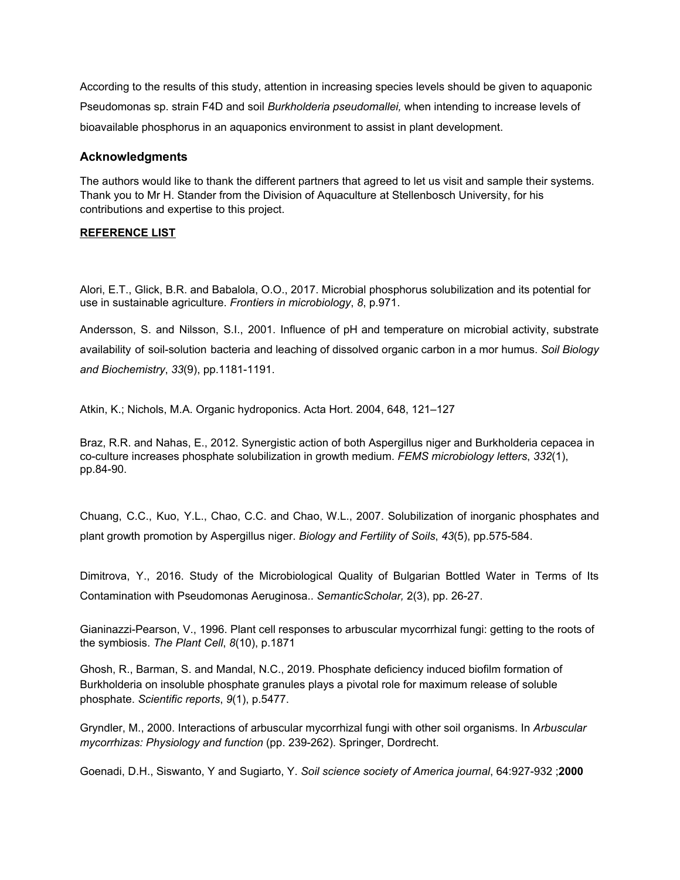According to the results of this study, attention in increasing species levels should be given to aquaponic Pseudomonas sp. strain F4D and soil *Burkholderia pseudomallei,* when intending to increase levels of bioavailable phosphorus in an aquaponics environment to assist in plant development.

## Acknowledgments

The authors would like to thank the different partners that agreed to let us visit and sample their systems. Thank you to Mr H. Stander from the Division of Aquaculture at Stellenbosch University, for his contributions and expertise to this project.

## REFERENCE LIST

Alori, E.T., Glick, B.R. and Babalola, O.O., 2017. Microbial phosphorus solubilization and its potential for use in sustainable agriculture. *Frontiers in microbiology*, *8*, p.971.

Andersson, S. and Nilsson, S.I., 2001. Influence of pH and temperature on microbial activity, substrate availability of soil-solution bacteria and leaching of dissolved organic carbon in a mor humus. *Soil Biology and Biochemistry*, *33*(9), pp.1181-1191.

Atkin, K.; Nichols, M.A. Organic hydroponics. Acta Hort. 2004, 648, 121–127

Braz, R.R. and Nahas, E., 2012. Synergistic action of both Aspergillus niger and Burkholderia cepacea in co-culture increases phosphate solubilization in growth medium. *FEMS microbiology letters*, *332*(1), pp.84-90.

Chuang, C.C., Kuo, Y.L., Chao, C.C. and Chao, W.L., 2007. Solubilization of inorganic phosphates and plant growth promotion by Aspergillus niger. *Biology and Fertility of Soils*, *43*(5), pp.575-584.

Dimitrova, Y., 2016. Study of the Microbiological Quality of Bulgarian Bottled Water in Terms of Its Contamination with Pseudomonas Aeruginosa.. *SemanticScholar,* 2(3), pp. 26-27.

Gianinazzi-Pearson, V., 1996. Plant cell responses to arbuscular mycorrhizal fungi: getting to the roots of the symbiosis. *The Plant Cell*, *8*(10), p.1871

Ghosh, R., Barman, S. and Mandal, N.C., 2019. Phosphate deficiency induced biofilm formation of Burkholderia on insoluble phosphate granules plays a pivotal role for maximum release of soluble phosphate. *Scientific reports*, *9*(1), p.5477.

Gryndler, M., 2000. Interactions of arbuscular mycorrhizal fungi with other soil organisms. In *Arbuscular mycorrhizas: Physiology and function* (pp. 239-262). Springer, Dordrecht.

Goenadi, D.H., Siswanto, Y and Sugiarto, Y. *Soil science society of America journal*, 64:927-932 ;**2000**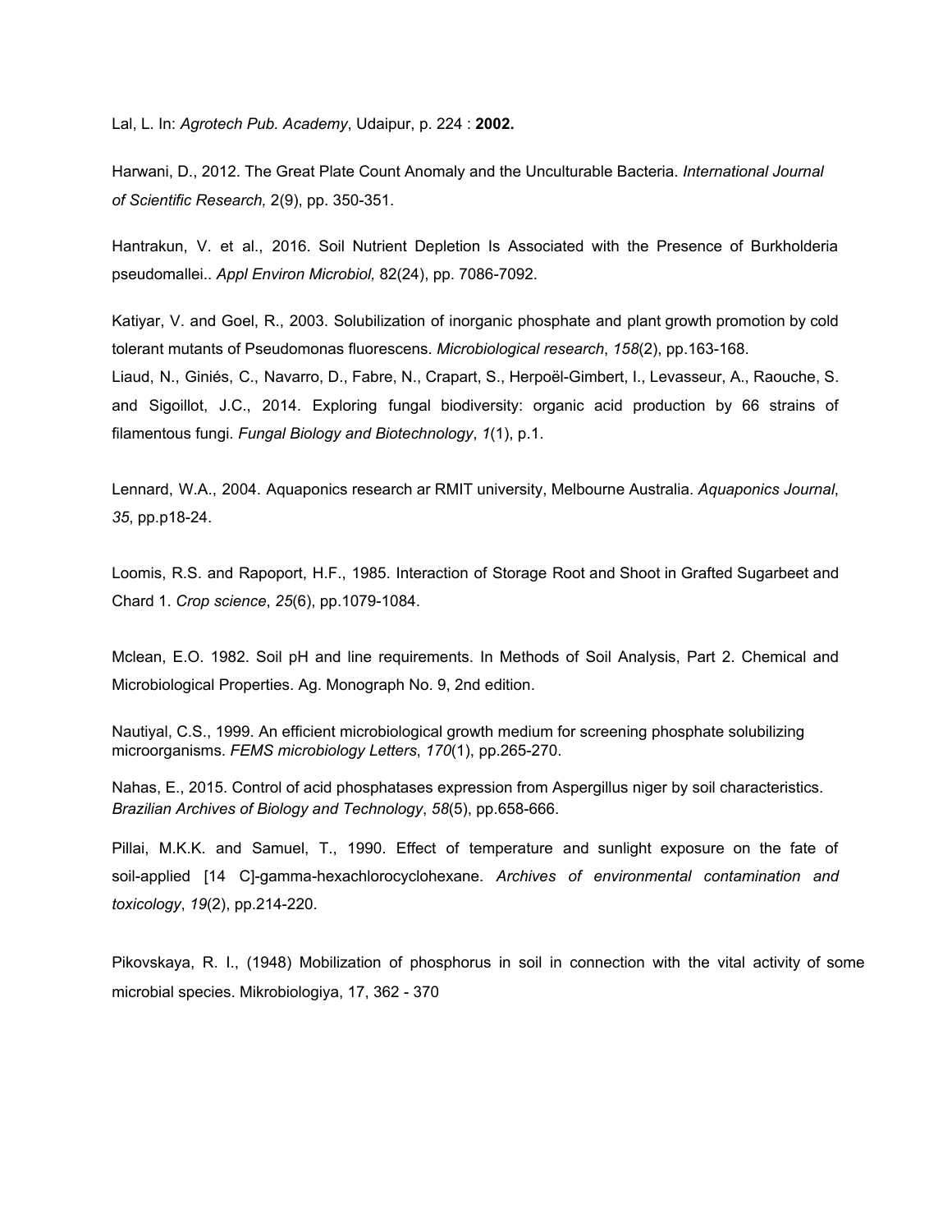Lal, L. In: *Agrotech Pub. Academy*, Udaipur, p. 224 : **2002.**

Harwani, D., 2012. The Great Plate Count Anomaly and the Unculturable Bacteria. *International Journal of Scientific Research,* 2(9), pp. 350-351.

Hantrakun, V. et al., 2016. Soil Nutrient Depletion Is Associated with the Presence of Burkholderia pseudomallei.. *Appl Environ Microbiol,* 82(24), pp. 7086-7092.

Katiyar, V. and Goel, R., 2003. Solubilization of inorganic phosphate and plant growth promotion by cold tolerant mutants of Pseudomonas fluorescens. *Microbiological research*, *158*(2), pp.163-168.

Liaud, N., Giniés, C., Navarro, D., Fabre, N., Crapart, S., Herpoël-Gimbert, I., Levasseur, A., Raouche, S. and Sigoillot, J.C., 2014. Exploring fungal biodiversity: organic acid production by 66 strains of filamentous fungi. *Fungal Biology and Biotechnology*, *1*(1), p.1.

Lennard, W.A., 2004. Aquaponics research ar RMIT university, Melbourne Australia. *Aquaponics Journal*, *35*, pp.p18-24.

Loomis, R.S. and Rapoport, H.F., 1985. Interaction of Storage Root and Shoot in Grafted Sugarbeet and Chard 1. *Crop science*, *25*(6), pp.1079-1084.

Mclean, E.O. 1982. Soil pH and line requirements. In Methods of Soil Analysis, Part 2. Chemical and Microbiological Properties. Ag. Monograph No. 9, 2nd edition.

Nautiyal, C.S., 1999. An efficient microbiological growth medium for screening phosphate solubilizing microorganisms. *FEMS microbiology Letters*, *170*(1), pp.265-270.

Nahas, E., 2015. Control of acid phosphatases expression from Aspergillus niger by soil characteristics. *Brazilian Archives of Biology and Technology*, *58*(5), pp.658-666.

Pillai, M.K.K. and Samuel, T., 1990. Effect of temperature and sunlight exposure on the fate of soil-applied [14 C]-gamma-hexachlorocyclohexane. *Archives of environmental contamination and toxicology*, *19*(2), pp.214-220.

Pikovskaya, R. I., (1948) Mobilization of phosphorus in soil in connection with the vital activity of some microbial species. Mikrobiologiya, 17, 362 - 370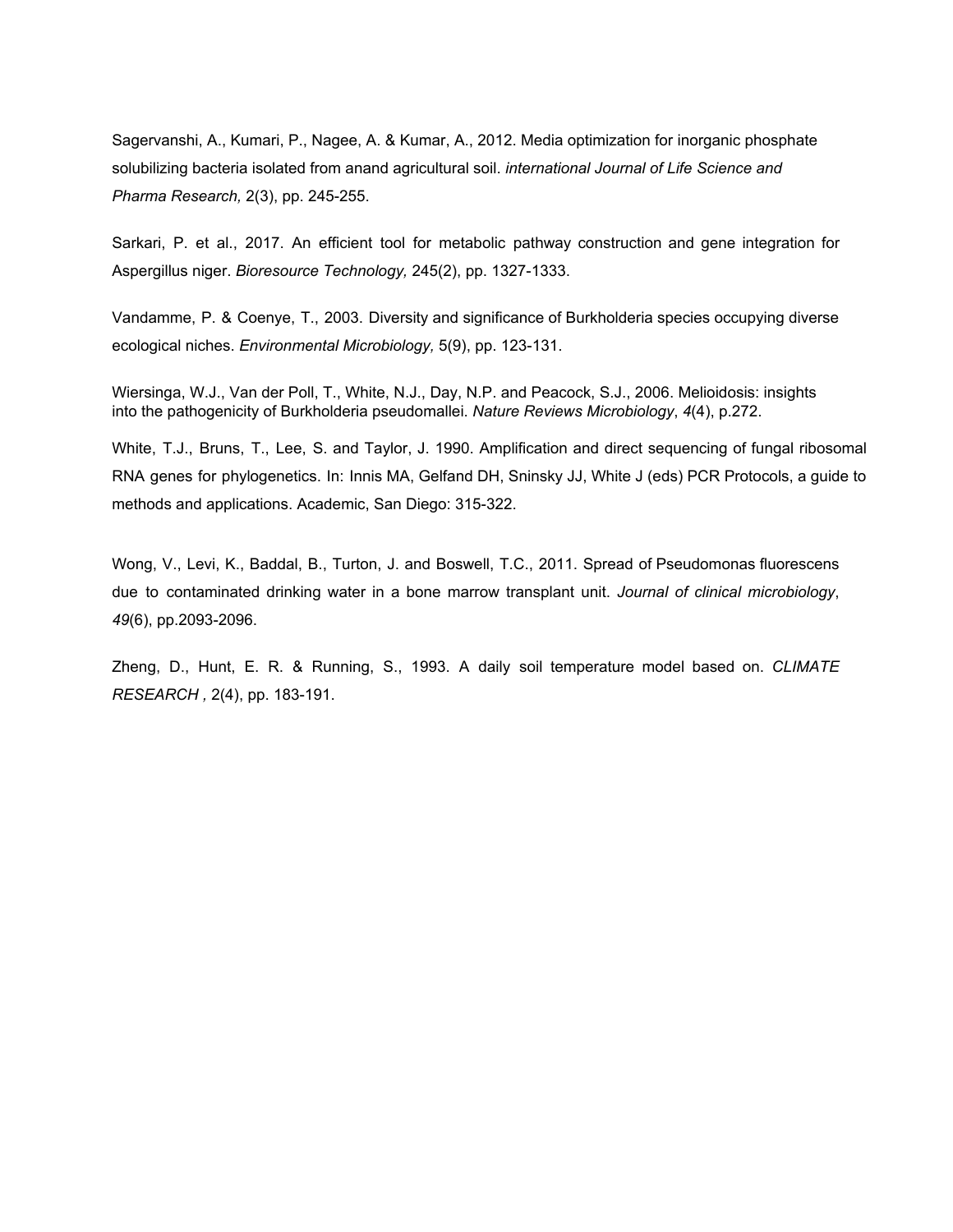Sagervanshi, A., Kumari, P., Nagee, A. & Kumar, A., 2012. Media optimization for inorganic phosphate solubilizing bacteria isolated from anand agricultural soil. *international Journal of Life Science and Pharma Research,* 2(3), pp. 245-255.

Sarkari, P. et al., 2017. An efficient tool for metabolic pathway construction and gene integration for Aspergillus niger. *Bioresource Technology,* 245(2), pp. 1327-1333.

Vandamme, P. & Coenye, T., 2003. Diversity and significance of Burkholderia species occupying diverse ecological niches. *Environmental Microbiology,* 5(9), pp. 123-131.

Wiersinga, W.J., Van der Poll, T., White, N.J., Day, N.P. and Peacock, S.J., 2006. Melioidosis: insights into the pathogenicity of Burkholderia pseudomallei. *Nature Reviews Microbiology*, *4*(4), p.272.

White, T.J., Bruns, T., Lee, S. and Taylor, J. 1990. Amplification and direct sequencing of fungal ribosomal RNA genes for phylogenetics. In: Innis MA, Gelfand DH, Sninsky JJ, White J (eds) PCR Protocols, a guide to methods and applications. Academic, San Diego: 315-322.

Wong, V., Levi, K., Baddal, B., Turton, J. and Boswell, T.C., 2011. Spread of Pseudomonas fluorescens due to contaminated drinking water in a bone marrow transplant unit. *Journal of clinical microbiology*, *49*(6), pp.2093-2096.

Zheng, D., Hunt, E. R. & Running, S., 1993. A daily soil temperature model based on. *CLIMATE RESEARCH ,* 2(4), pp. 183-191.